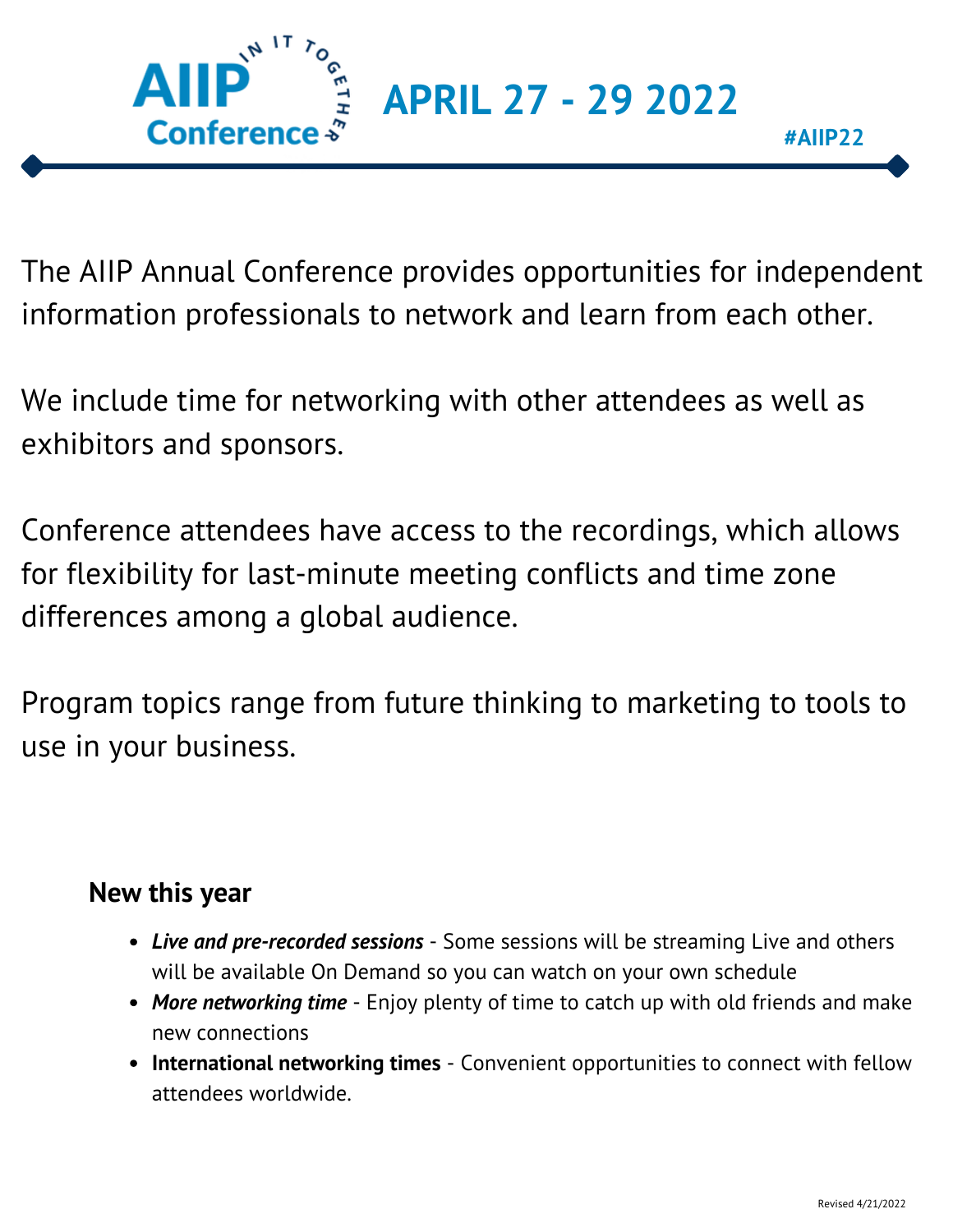# AIIP Conference — IN IT TOGETHER

## APRIL 27 - 29 2022

#AIIP22

The AIIP Annual Conference provides opportunities for independent information professionals to network and learn from each other.

We include time for networking with other attendees as well as exhibitors and sponsors.

Conference attendees have access to the recordings, which allows for flexibility for last-minute meeting conflicts and time zone differences among a global audience.

Program topics range from future thinking to marketing to tools to use in your business.

### New this year

- ***Live and pre-recorded sessions*** - Some sessions will be streaming Live and others will be available On Demand so you can watch on your own schedule
- ***More networking time*** - Enjoy plenty of time to catch up with old friends and make new connections
- **International networking times** - Convenient opportunities to connect with fellow attendees worldwide.

Revised 4/21/2022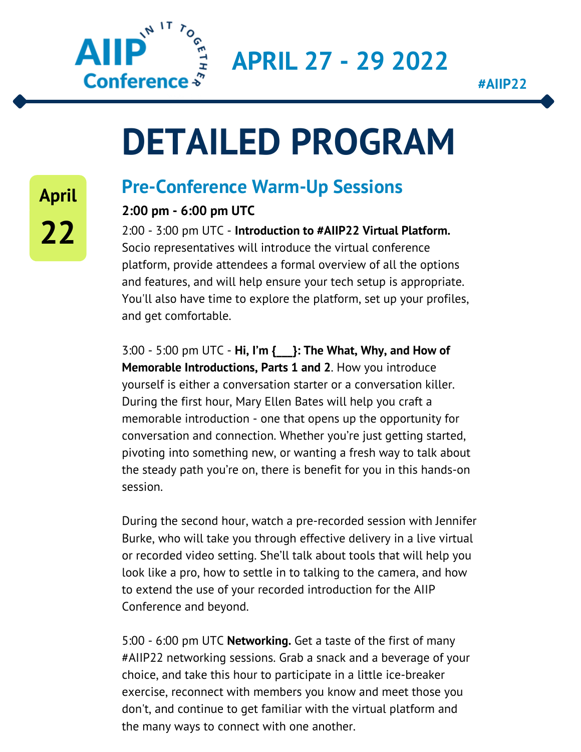AIIP Conference — IN IT TOGETHER

**APRIL 27 - 29 2022**

**#AIIP22**

# DETAILED PROGRAM

**April 22**

## Pre-Conference Warm-Up Sessions

**2:00 pm - 6:00 pm UTC**

2:00 - 3:00 pm UTC - **Introduction to #AIIP22 Virtual Platform.** Socio representatives will introduce the virtual conference platform, provide attendees a formal overview of all the options and features, and will help ensure your tech setup is appropriate. You'll also have time to explore the platform, set up your profiles, and get comfortable.

3:00 - 5:00 pm UTC - **Hi, I'm {___}: The What, Why, and How of Memorable Introductions, Parts 1 and 2**. How you introduce yourself is either a conversation starter or a conversation killer. During the first hour, Mary Ellen Bates will help you craft a memorable introduction - one that opens up the opportunity for conversation and connection. Whether you're just getting started, pivoting into something new, or wanting a fresh way to talk about the steady path you're on, there is benefit for you in this hands-on session.

During the second hour, watch a pre-recorded session with Jennifer Burke, who will take you through effective delivery in a live virtual or recorded video setting. She'll talk about tools that will help you look like a pro, how to settle in to talking to the camera, and how to extend the use of your recorded introduction for the AIIP Conference and beyond.

5:00 - 6:00 pm UTC **Networking.** Get a taste of the first of many #AIIP22 networking sessions. Grab a snack and a beverage of your choice, and take this hour to participate in a little ice-breaker exercise, reconnect with members you know and meet those you don't, and continue to get familiar with the virtual platform and the many ways to connect with one another.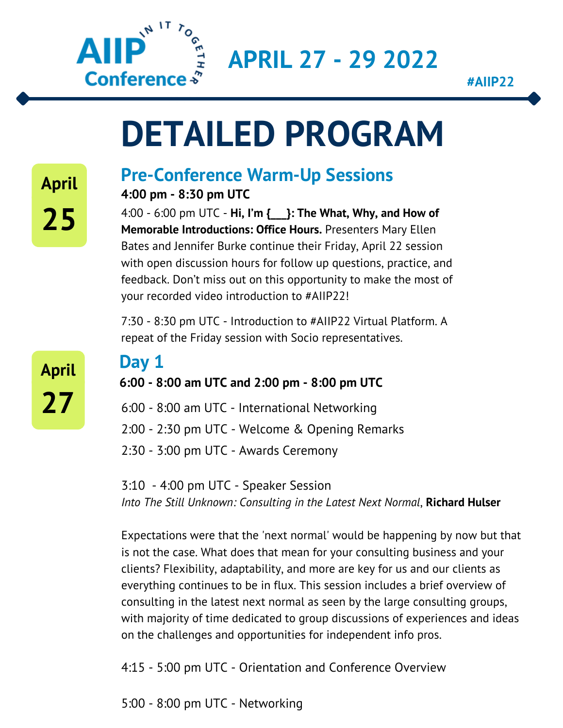AIIP Conference — IN IT TOGETHER

# APRIL 27 - 29 2022

#AIIP22

# DETAILED PROGRAM

**April 25**

## Pre-Conference Warm-Up Sessions

**4:00 pm - 8:30 pm UTC**

4:00 - 6:00 pm UTC - **Hi, I'm {___}: The What, Why, and How of Memorable Introductions: Office Hours.** Presenters Mary Ellen Bates and Jennifer Burke continue their Friday, April 22 session with open discussion hours for follow up questions, practice, and feedback. Don't miss out on this opportunity to make the most of your recorded video introduction to #AIIP22!

7:30 - 8:30 pm UTC - Introduction to #AIIP22 Virtual Platform. A repeat of the Friday session with Socio representatives.

**April 27**

## Day 1

**6:00 - 8:00 am UTC and 2:00 pm - 8:00 pm UTC**

6:00 - 8:00 am UTC - International Networking

2:00 - 2:30 pm UTC - Welcome & Opening Remarks

2:30 - 3:00 pm UTC - Awards Ceremony

3:10 - 4:00 pm UTC - Speaker Session
*Into The Still Unknown: Consulting in the Latest Next Normal*, **Richard Hulser**

Expectations were that the 'next normal' would be happening by now but that is not the case. What does that mean for your consulting business and your clients? Flexibility, adaptability, and more are key for us and our clients as everything continues to be in flux. This session includes a brief overview of consulting in the latest next normal as seen by the large consulting groups, with majority of time dedicated to group discussions of experiences and ideas on the challenges and opportunities for independent info pros.

4:15 - 5:00 pm UTC - Orientation and Conference Overview

5:00 - 8:00 pm UTC - Networking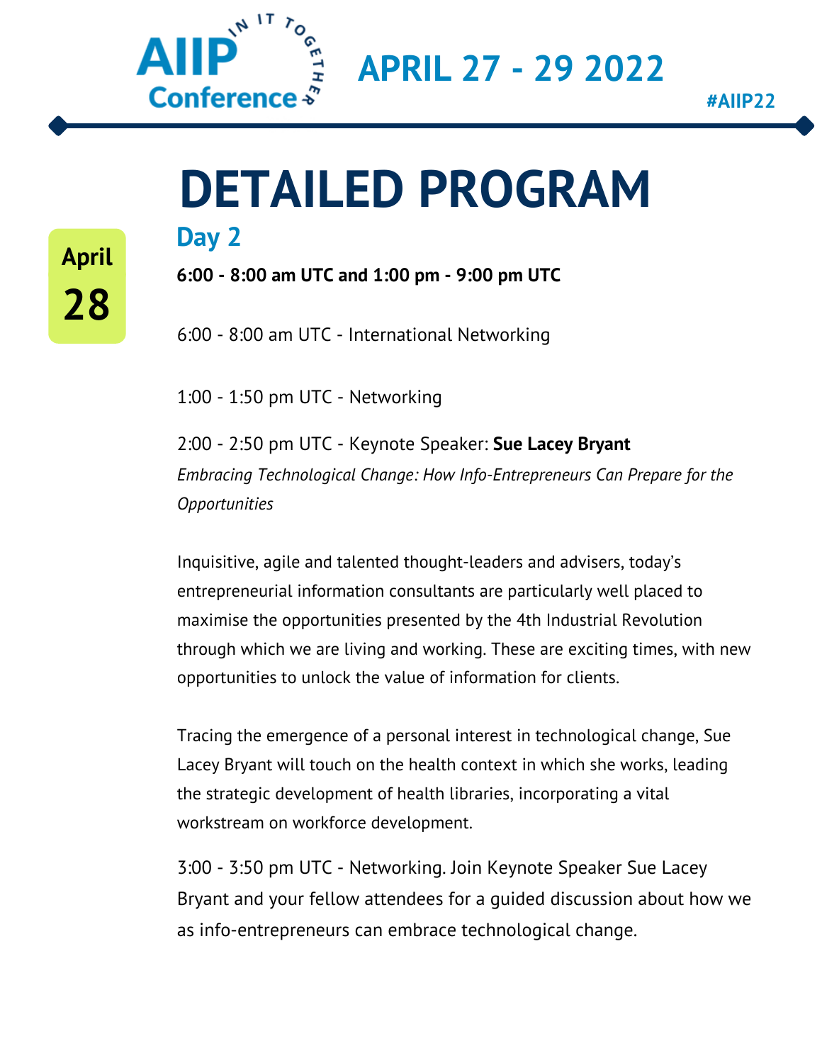# DETAILED PROGRAM

**April 28**

## Day 2

**6:00 - 8:00 am UTC and 1:00 pm - 9:00 pm UTC**

6:00 - 8:00 am UTC - International Networking

1:00 - 1:50 pm UTC - Networking

2:00 - 2:50 pm UTC - Keynote Speaker: **Sue Lacey Bryant**
*Embracing Technological Change: How Info-Entrepreneurs Can Prepare for the Opportunities*

Inquisitive, agile and talented thought-leaders and advisers, today's entrepreneurial information consultants are particularly well placed to maximise the opportunities presented by the 4th Industrial Revolution through which we are living and working. These are exciting times, with new opportunities to unlock the value of information for clients.

Tracing the emergence of a personal interest in technological change, Sue Lacey Bryant will touch on the health context in which she works, leading the strategic development of health libraries, incorporating a vital workstream on workforce development.

3:00 - 3:50 pm UTC - Networking. Join Keynote Speaker Sue Lacey Bryant and your fellow attendees for a guided discussion about how we as info-entrepreneurs can embrace technological change.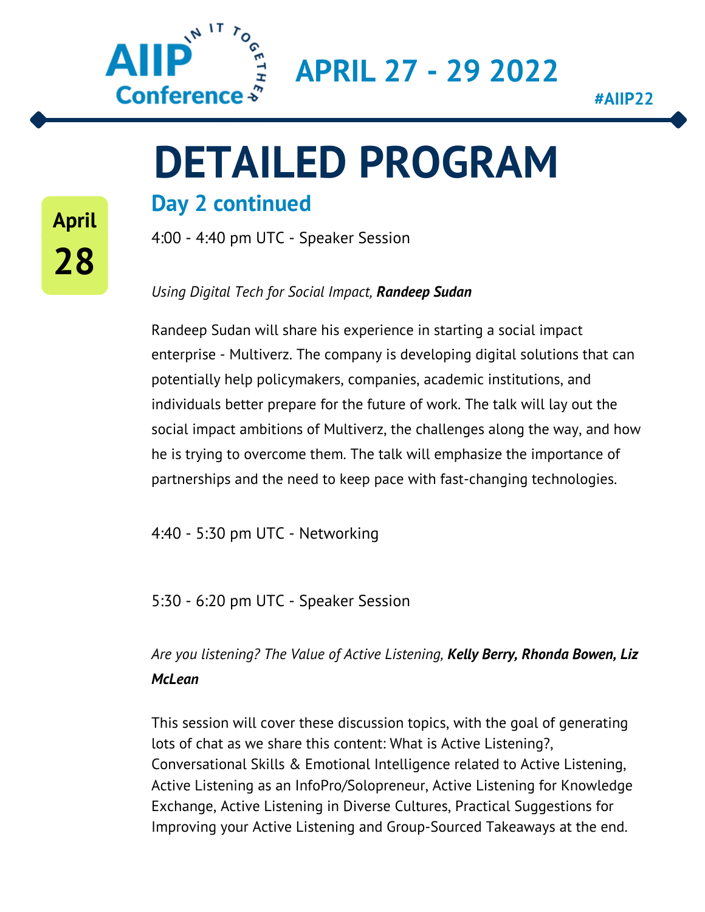# DETAILED PROGRAM

April 28

## Day 2 continued

4:00 - 4:40 pm UTC - Speaker Session

*Using Digital Tech for Social Impact, **Randeep Sudan***

Randeep Sudan will share his experience in starting a social impact enterprise - Multiverz. The company is developing digital solutions that can potentially help policymakers, companies, academic institutions, and individuals better prepare for the future of work. The talk will lay out the social impact ambitions of Multiverz, the challenges along the way, and how he is trying to overcome them. The talk will emphasize the importance of partnerships and the need to keep pace with fast-changing technologies.

4:40 - 5:30 pm UTC - Networking

5:30 - 6:20 pm UTC - Speaker Session

*Are you listening? The Value of Active Listening, **Kelly Berry, Rhonda Bowen, Liz McLean***

This session will cover these discussion topics, with the goal of generating lots of chat as we share this content: What is Active Listening?, Conversational Skills & Emotional Intelligence related to Active Listening, Active Listening as an InfoPro/Solopreneur, Active Listening for Knowledge Exchange, Active Listening in Diverse Cultures, Practical Suggestions for Improving your Active Listening and Group-Sourced Takeaways at the end.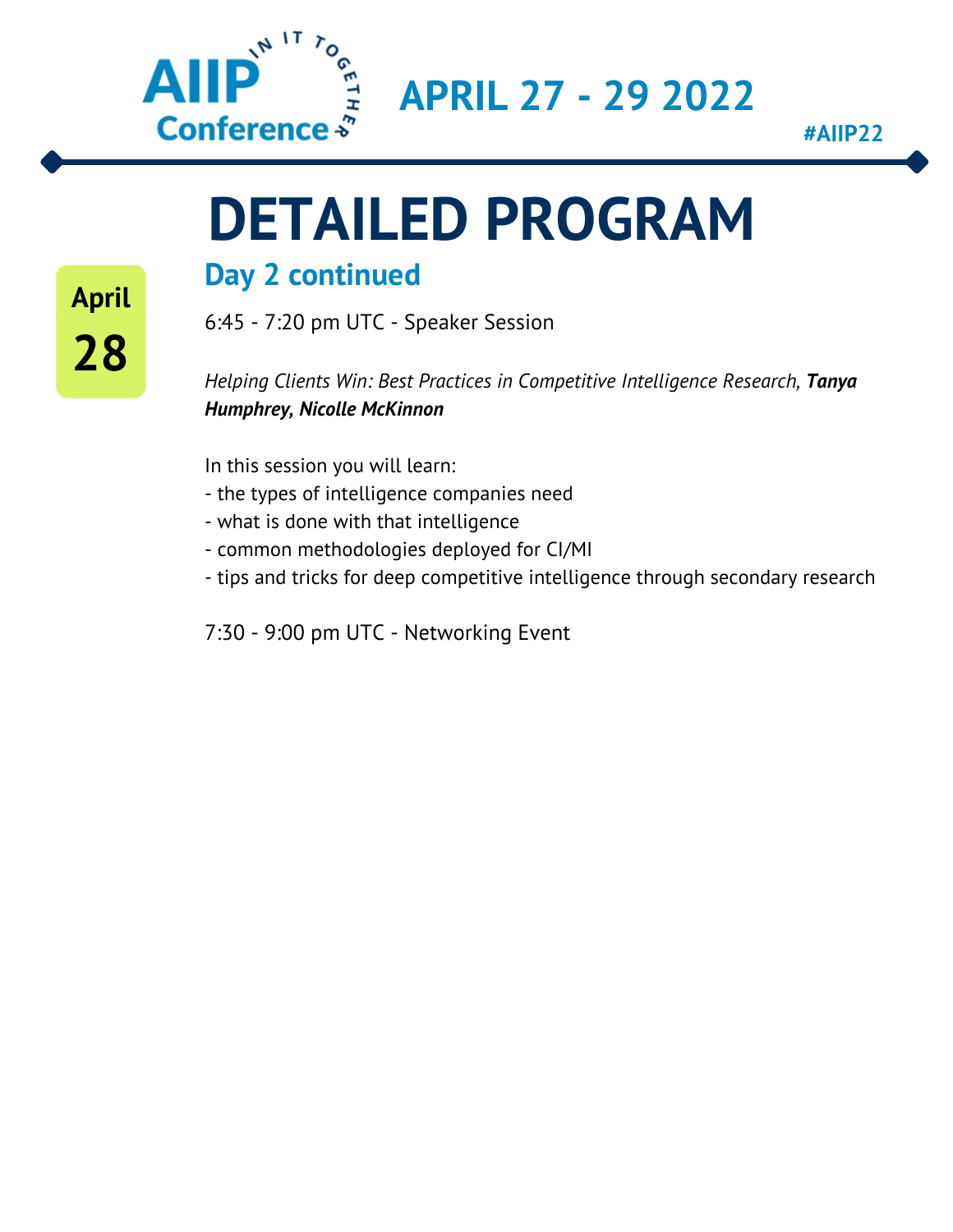AIIP Conference — IN IT TOGETHER

## APRIL 27 - 29 2022

#AIIP22

# DETAILED PROGRAM

April 28

## Day 2 continued

6:45 - 7:20 pm UTC - Speaker Session

*Helping Clients Win: Best Practices in Competitive Intelligence Research, **Tanya Humphrey, Nicolle McKinnon***

In this session you will learn:
- the types of intelligence companies need
- what is done with that intelligence
- common methodologies deployed for CI/MI
- tips and tricks for deep competitive intelligence through secondary research

7:30 - 9:00 pm UTC - Networking Event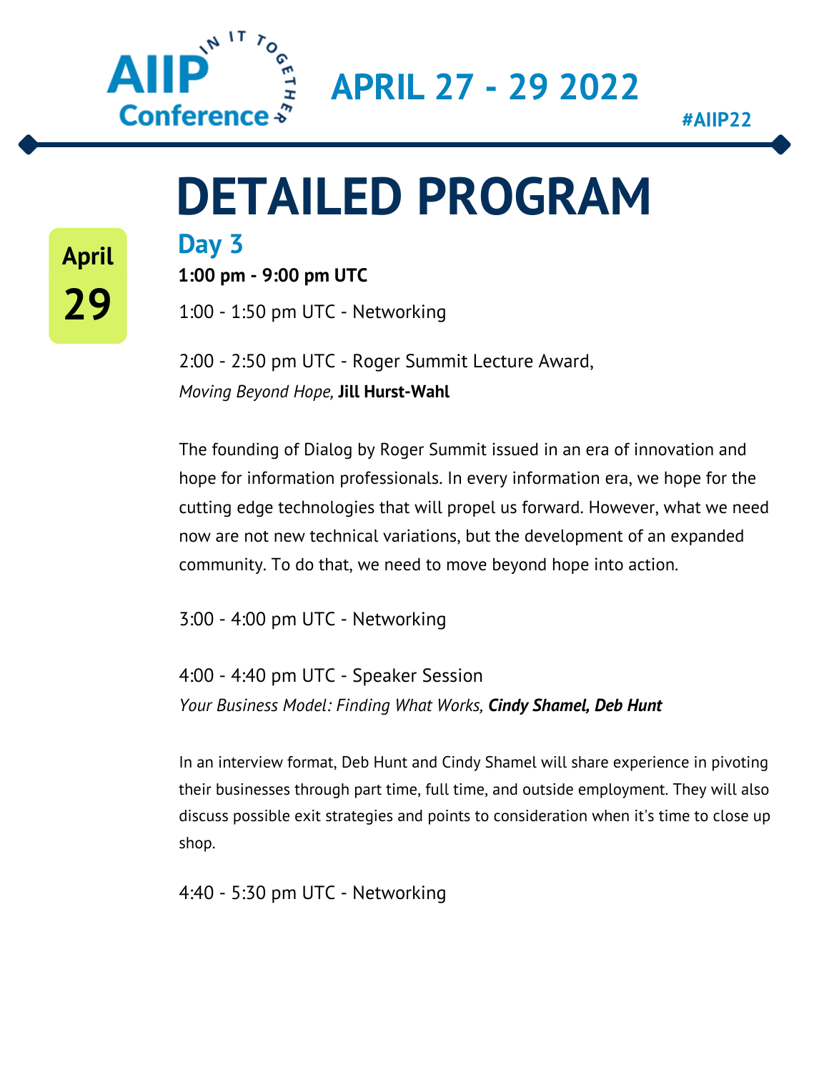AIIP Conference — IN IT TOGETHER

APRIL 27 - 29 2022

#AIIP22

# DETAILED PROGRAM

April 29

## Day 3

**1:00 pm - 9:00 pm UTC**

1:00 - 1:50 pm UTC - Networking

2:00 - 2:50 pm UTC - Roger Summit Lecture Award,
*Moving Beyond Hope,* **Jill Hurst-Wahl**

The founding of Dialog by Roger Summit issued in an era of innovation and hope for information professionals. In every information era, we hope for the cutting edge technologies that will propel us forward. However, what we need now are not new technical variations, but the development of an expanded community. To do that, we need to move beyond hope into action.

3:00 - 4:00 pm UTC - Networking

4:00 - 4:40 pm UTC - Speaker Session
*Your Business Model: Finding What Works,* ***Cindy Shamel, Deb Hunt***

In an interview format, Deb Hunt and Cindy Shamel will share experience in pivoting their businesses through part time, full time, and outside employment. They will also discuss possible exit strategies and points to consideration when it's time to close up shop.

4:40 - 5:30 pm UTC - Networking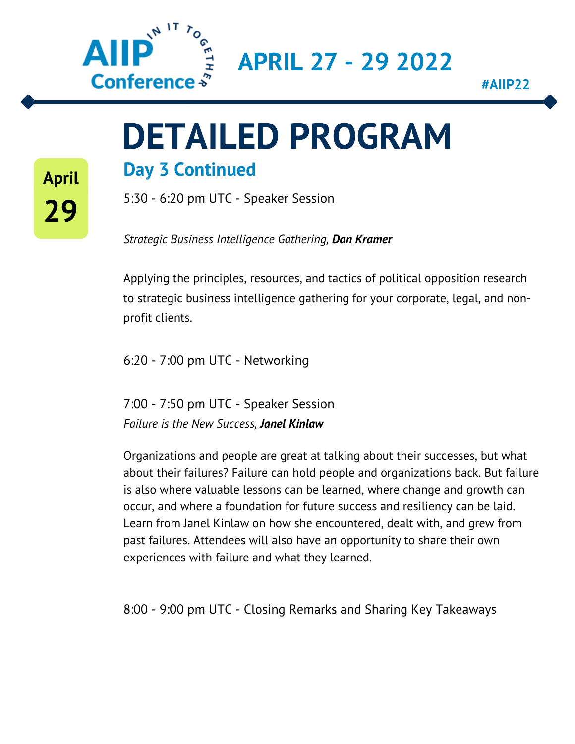AIIP Conference — IN IT TOGETHER

APRIL 27 - 29 2022

#AIIP22

# DETAILED PROGRAM

April 29

## Day 3 Continued

5:30 - 6:20 pm UTC - Speaker Session

*Strategic Business Intelligence Gathering, **Dan Kramer***

Applying the principles, resources, and tactics of political opposition research to strategic business intelligence gathering for your corporate, legal, and non-profit clients.

6:20 - 7:00 pm UTC - Networking

7:00 - 7:50 pm UTC - Speaker Session
*Failure is the New Success, **Janel Kinlaw***

Organizations and people are great at talking about their successes, but what about their failures? Failure can hold people and organizations back. But failure is also where valuable lessons can be learned, where change and growth can occur, and where a foundation for future success and resiliency can be laid. Learn from Janel Kinlaw on how she encountered, dealt with, and grew from past failures. Attendees will also have an opportunity to share their own experiences with failure and what they learned.

8:00 - 9:00 pm UTC - Closing Remarks and Sharing Key Takeaways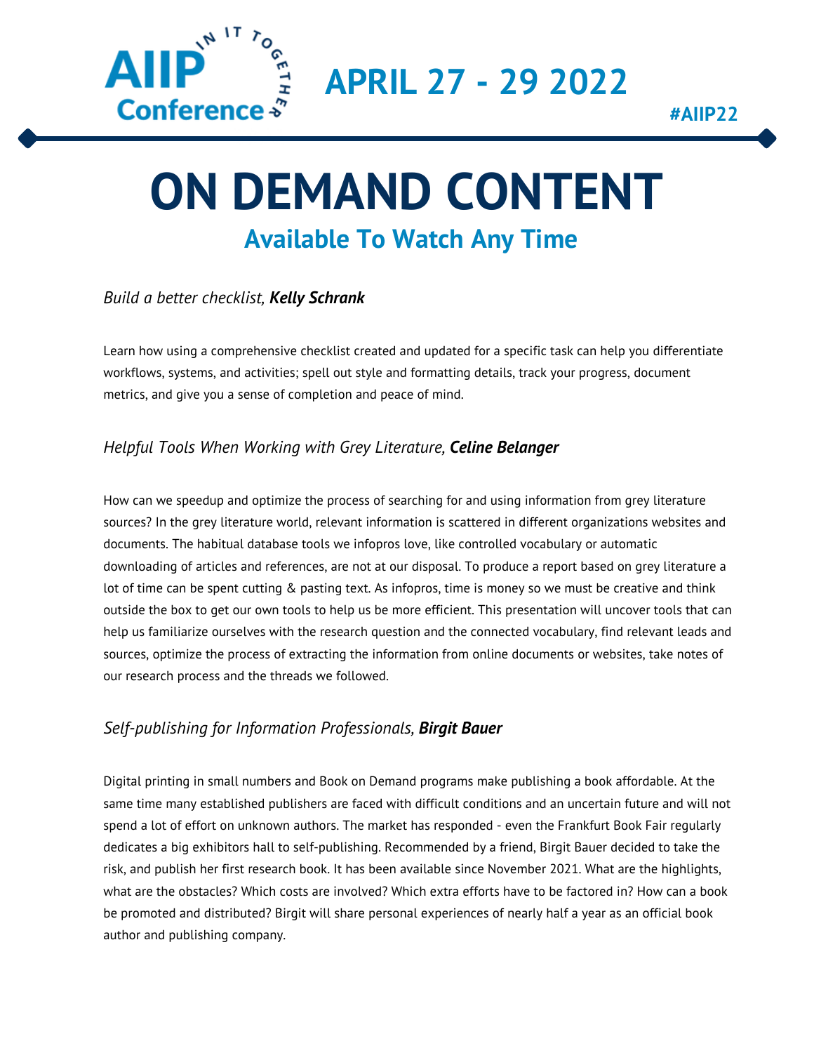AIIP Conference — IN IT TOGETHER

# APRIL 27 - 29 2022

#AIIP22

# ON DEMAND CONTENT

## Available To Watch Any Time

### *Build a better checklist, **Kelly Schrank***

Learn how using a comprehensive checklist created and updated for a specific task can help you differentiate workflows, systems, and activities; spell out style and formatting details, track your progress, document metrics, and give you a sense of completion and peace of mind.

### *Helpful Tools When Working with Grey Literature, **Celine Belanger***

How can we speedup and optimize the process of searching for and using information from grey literature sources? In the grey literature world, relevant information is scattered in different organizations websites and documents. The habitual database tools we infopros love, like controlled vocabulary or automatic downloading of articles and references, are not at our disposal. To produce a report based on grey literature a lot of time can be spent cutting & pasting text. As infopros, time is money so we must be creative and think outside the box to get our own tools to help us be more efficient. This presentation will uncover tools that can help us familiarize ourselves with the research question and the connected vocabulary, find relevant leads and sources, optimize the process of extracting the information from online documents or websites, take notes of our research process and the threads we followed.

### *Self-publishing for Information Professionals, **Birgit Bauer***

Digital printing in small numbers and Book on Demand programs make publishing a book affordable. At the same time many established publishers are faced with difficult conditions and an uncertain future and will not spend a lot of effort on unknown authors. The market has responded - even the Frankfurt Book Fair regularly dedicates a big exhibitors hall to self-publishing. Recommended by a friend, Birgit Bauer decided to take the risk, and publish her first research book. It has been available since November 2021. What are the highlights, what are the obstacles? Which costs are involved? Which extra efforts have to be factored in? How can a book be promoted and distributed? Birgit will share personal experiences of nearly half a year as an official book author and publishing company.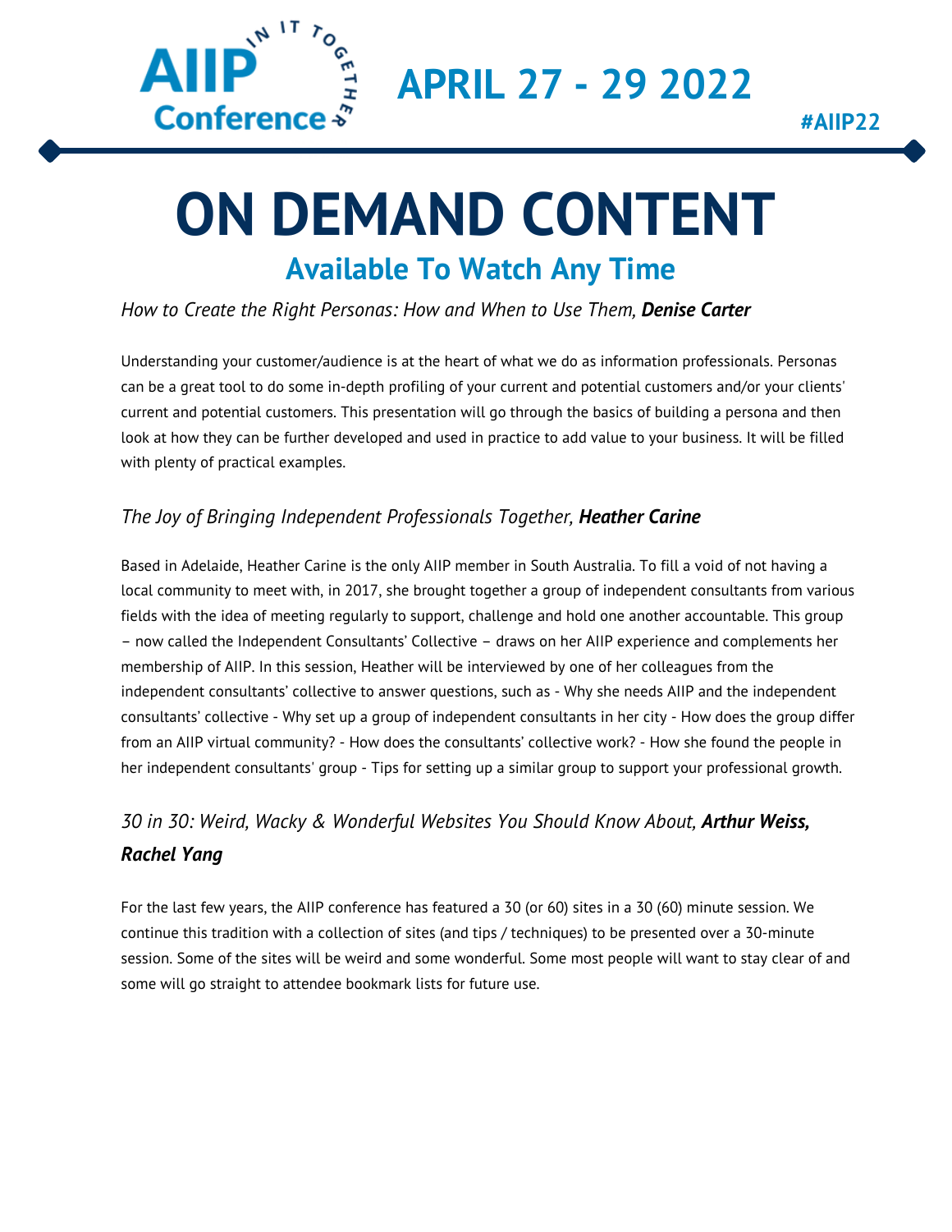# ON DEMAND CONTENT

## Available To Watch Any Time

*How to Create the Right Personas: How and When to Use Them,* ***Denise Carter***

Understanding your customer/audience is at the heart of what we do as information professionals. Personas can be a great tool to do some in-depth profiling of your current and potential customers and/or your clients' current and potential customers. This presentation will go through the basics of building a persona and then look at how they can be further developed and used in practice to add value to your business. It will be filled with plenty of practical examples.

*The Joy of Bringing Independent Professionals Together,* ***Heather Carine***

Based in Adelaide, Heather Carine is the only AIIP member in South Australia. To fill a void of not having a local community to meet with, in 2017, she brought together a group of independent consultants from various fields with the idea of meeting regularly to support, challenge and hold one another accountable. This group – now called the Independent Consultants' Collective – draws on her AIIP experience and complements her membership of AIIP. In this session, Heather will be interviewed by one of her colleagues from the independent consultants' collective to answer questions, such as - Why she needs AIIP and the independent consultants' collective - Why set up a group of independent consultants in her city - How does the group differ from an AIIP virtual community? - How does the consultants' collective work? - How she found the people in her independent consultants' group - Tips for setting up a similar group to support your professional growth.

*30 in 30: Weird, Wacky & Wonderful Websites You Should Know About,* ***Arthur Weiss, Rachel Yang***

For the last few years, the AIIP conference has featured a 30 (or 60) sites in a 30 (60) minute session. We continue this tradition with a collection of sites (and tips / techniques) to be presented over a 30-minute session. Some of the sites will be weird and some wonderful. Some most people will want to stay clear of and some will go straight to attendee bookmark lists for future use.